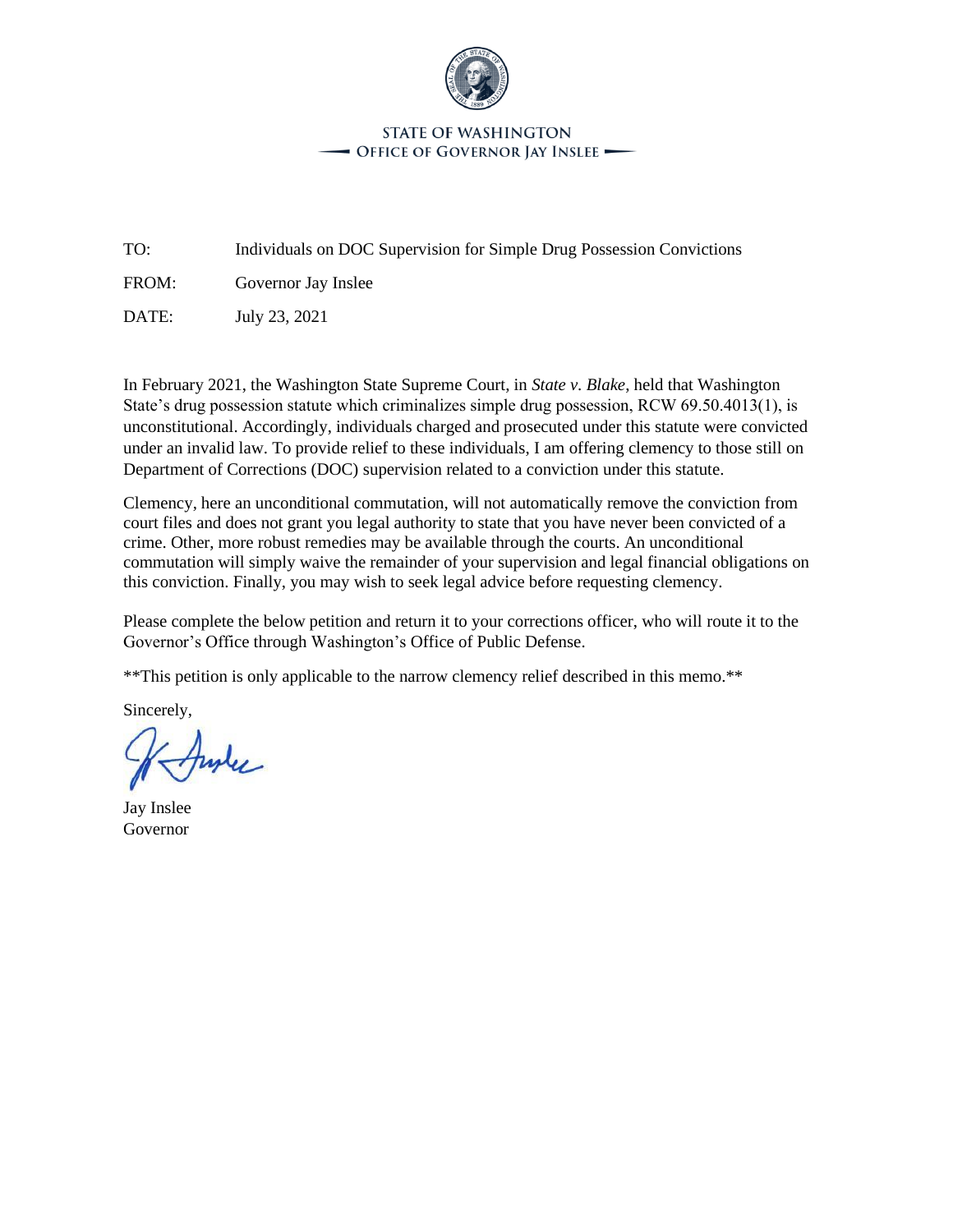**STATE OF WASHINGTON**
**OFFICE OF GOVERNOR JAY INSLEE**

TO: Individuals on DOC Supervision for Simple Drug Possession Convictions

FROM: Governor Jay Inslee

DATE: July 23, 2021

In February 2021, the Washington State Supreme Court, in *State v. Blake*, held that Washington State's drug possession statute which criminalizes simple drug possession, RCW 69.50.4013(1), is unconstitutional. Accordingly, individuals charged and prosecuted under this statute were convicted under an invalid law. To provide relief to these individuals, I am offering clemency to those still on Department of Corrections (DOC) supervision related to a conviction under this statute.

Clemency, here an unconditional commutation, will not automatically remove the conviction from court files and does not grant you legal authority to state that you have never been convicted of a crime. Other, more robust remedies may be available through the courts. An unconditional commutation will simply waive the remainder of your supervision and legal financial obligations on this conviction. Finally, you may wish to seek legal advice before requesting clemency.

Please complete the below petition and return it to your corrections officer, who will route it to the Governor's Office through Washington's Office of Public Defense.

\*\*This petition is only applicable to the narrow clemency relief described in this memo.\*\*

Sincerely,

Jay Inslee
Governor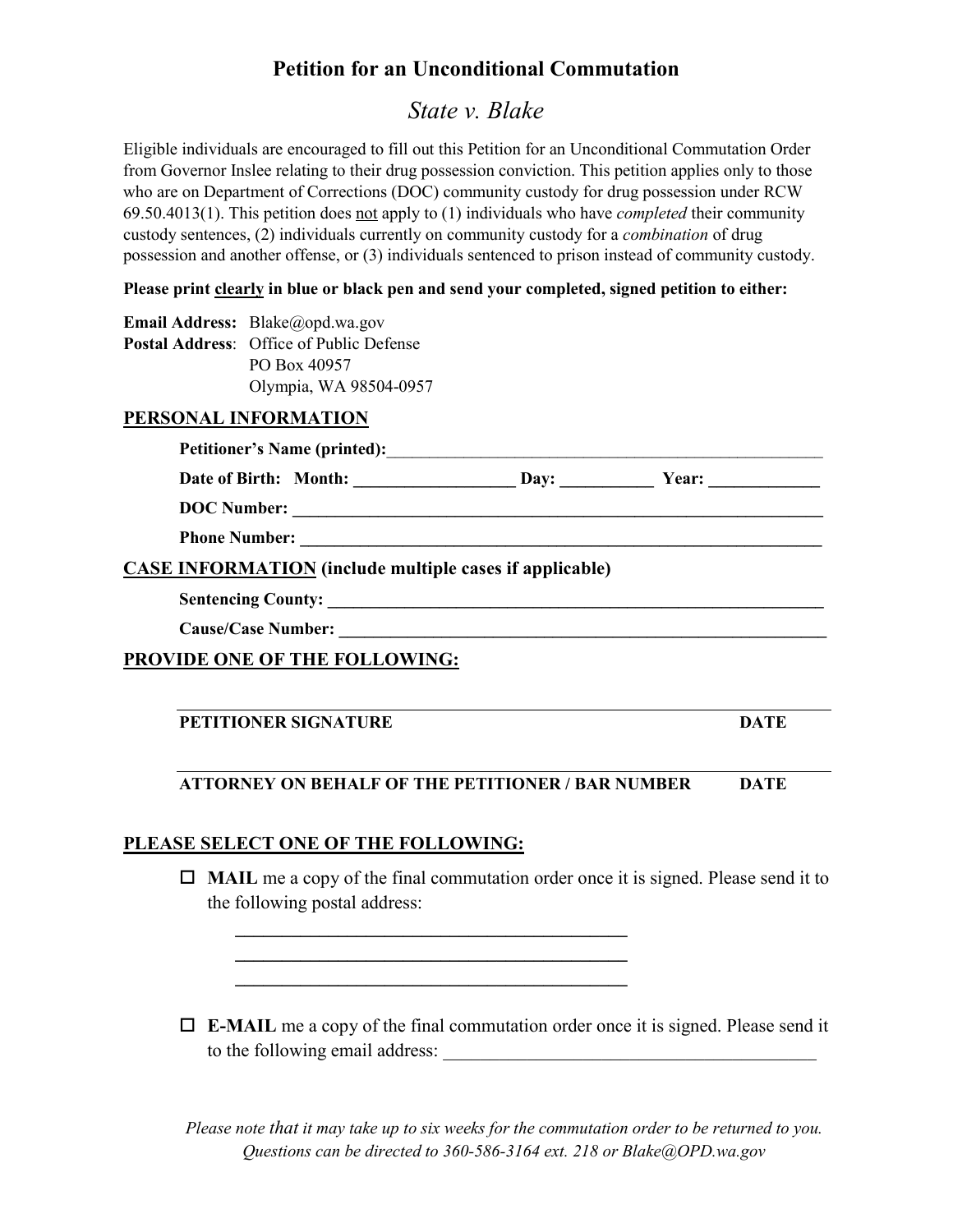# Petition for an Unconditional Commutation

## *State v. Blake*

Eligible individuals are encouraged to fill out this Petition for an Unconditional Commutation Order from Governor Inslee relating to their drug possession conviction. This petition applies only to those who are on Department of Corrections (DOC) community custody for drug possession under RCW 69.50.4013(1). This petition does not apply to (1) individuals who have *completed* their community custody sentences, (2) individuals currently on community custody for a *combination* of drug possession and another offense, or (3) individuals sentenced to prison instead of community custody.

**Please print clearly in blue or black pen and send your completed, signed petition to either:**

**Email Address:** Blake@opd.wa.gov
**Postal Address**: Office of Public Defense
PO Box 40957
Olympia, WA 98504-0957

**PERSONAL INFORMATION**

**Petitioner's Name (printed):**______________________________________________________

**Date of Birth: Month:** ___________________ **Day:** ___________ **Year:** _____________

**DOC Number:** ________________________________________________________________

**Phone Number:** ______________________________________________________________

**CASE INFORMATION (include multiple cases if applicable)**

**Sentencing County:** ___________________________________________________________

**Cause/Case Number:** _________________________________________________________

**PROVIDE ONE OF THE FOLLOWING:**

______________________________________________________________________
**PETITIONER SIGNATURE** **DATE**

______________________________________________________________________
**ATTORNEY ON BEHALF OF THE PETITIONER / BAR NUMBER** **DATE**

**PLEASE SELECT ONE OF THE FOLLOWING:**

☐ **MAIL** me a copy of the final commutation order once it is signed. Please send it to the following postal address:

____________________________________________
____________________________________________
____________________________________________

☐ **E-MAIL** me a copy of the final commutation order once it is signed. Please send it to the following email address: ________________________________________

*Please note that it may take up to six weeks for the commutation order to be returned to you. Questions can be directed to 360-586-3164 ext. 218 or Blake@OPD.wa.gov*